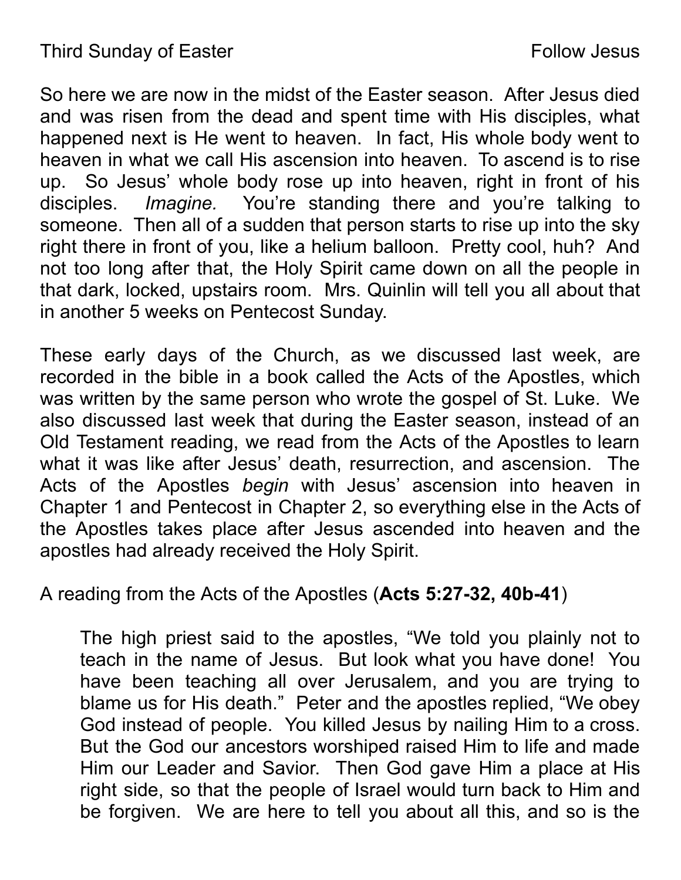Third Sunday of Easter Follow Jesus

So here we are now in the midst of the Easter season. After Jesus died and was risen from the dead and spent time with His disciples, what happened next is He went to heaven. In fact, His whole body went to heaven in what we call His ascension into heaven. To ascend is to rise up. So Jesus' whole body rose up into heaven, right in front of his disciples. *Imagine.* You're standing there and you're talking to someone. Then all of a sudden that person starts to rise up into the sky right there in front of you, like a helium balloon. Pretty cool, huh? And not too long after that, the Holy Spirit came down on all the people in that dark, locked, upstairs room. Mrs. Quinlin will tell you all about that in another 5 weeks on Pentecost Sunday.

These early days of the Church, as we discussed last week, are recorded in the bible in a book called the Acts of the Apostles, which was written by the same person who wrote the gospel of St. Luke. We also discussed last week that during the Easter season, instead of an Old Testament reading, we read from the Acts of the Apostles to learn what it was like after Jesus' death, resurrection, and ascension. The Acts of the Apostles *begin* with Jesus' ascension into heaven in Chapter 1 and Pentecost in Chapter 2, so everything else in the Acts of the Apostles takes place after Jesus ascended into heaven and the apostles had already received the Holy Spirit.

A reading from the Acts of the Apostles (**Acts 5:27-32, 40b-41**)

> The high priest said to the apostles, "We told you plainly not to teach in the name of Jesus. But look what you have done! You have been teaching all over Jerusalem, and you are trying to blame us for His death." Peter and the apostles replied, "We obey God instead of people. You killed Jesus by nailing Him to a cross. But the God our ancestors worshiped raised Him to life and made Him our Leader and Savior. Then God gave Him a place at His right side, so that the people of Israel would turn back to Him and be forgiven. We are here to tell you about all this, and so is the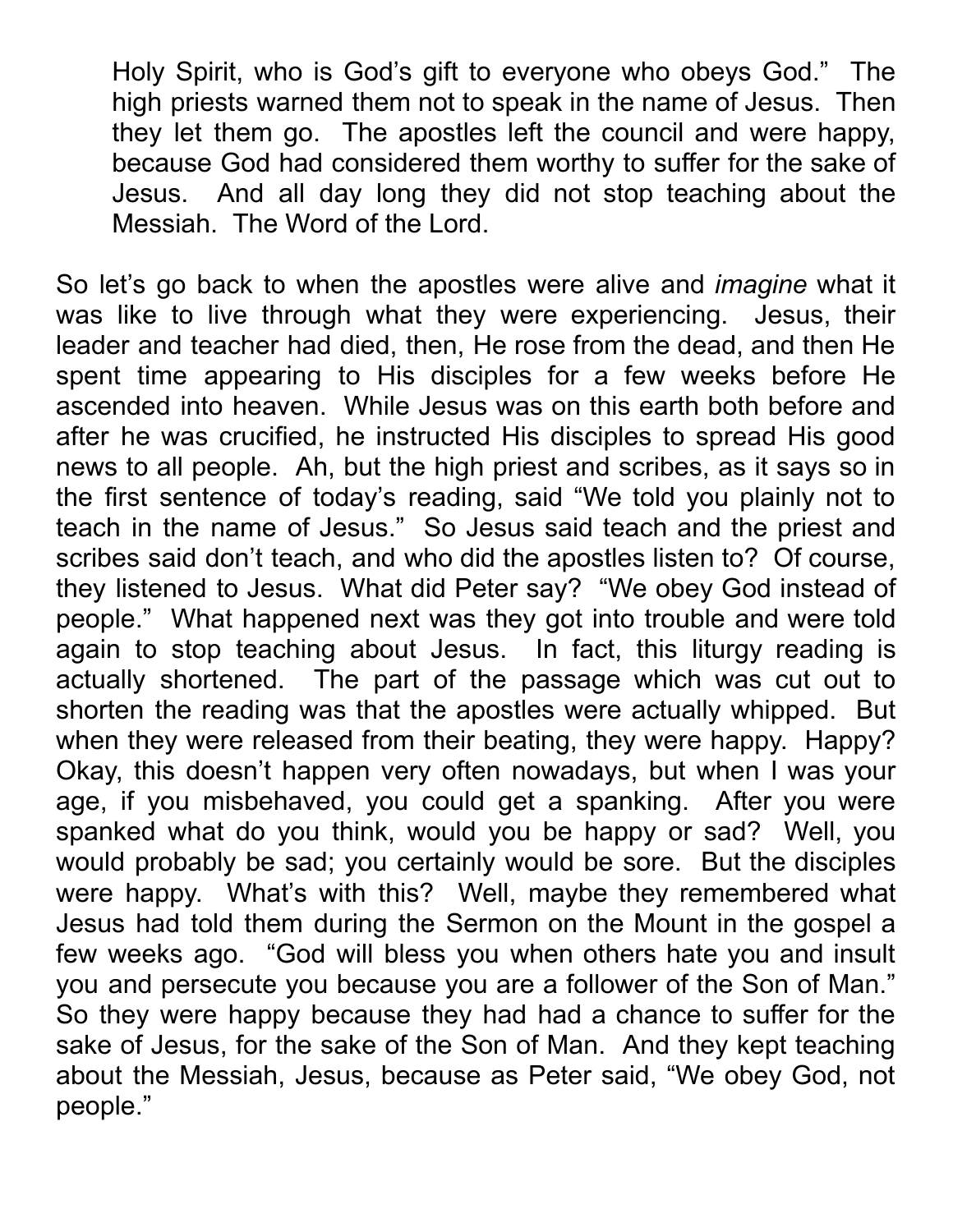Holy Spirit, who is God's gift to everyone who obeys God." The high priests warned them not to speak in the name of Jesus. Then they let them go. The apostles left the council and were happy, because God had considered them worthy to suffer for the sake of Jesus. And all day long they did not stop teaching about the Messiah. The Word of the Lord.

So let's go back to when the apostles were alive and *imagine* what it was like to live through what they were experiencing. Jesus, their leader and teacher had died, then, He rose from the dead, and then He spent time appearing to His disciples for a few weeks before He ascended into heaven. While Jesus was on this earth both before and after he was crucified, he instructed His disciples to spread His good news to all people. Ah, but the high priest and scribes, as it says so in the first sentence of today's reading, said "We told you plainly not to teach in the name of Jesus." So Jesus said teach and the priest and scribes said don't teach, and who did the apostles listen to? Of course, they listened to Jesus. What did Peter say? "We obey God instead of people." What happened next was they got into trouble and were told again to stop teaching about Jesus. In fact, this liturgy reading is actually shortened. The part of the passage which was cut out to shorten the reading was that the apostles were actually whipped. But when they were released from their beating, they were happy. Happy? Okay, this doesn't happen very often nowadays, but when I was your age, if you misbehaved, you could get a spanking. After you were spanked what do you think, would you be happy or sad? Well, you would probably be sad; you certainly would be sore. But the disciples were happy. What's with this? Well, maybe they remembered what Jesus had told them during the Sermon on the Mount in the gospel a few weeks ago. "God will bless you when others hate you and insult you and persecute you because you are a follower of the Son of Man." So they were happy because they had had a chance to suffer for the sake of Jesus, for the sake of the Son of Man. And they kept teaching about the Messiah, Jesus, because as Peter said, "We obey God, not people."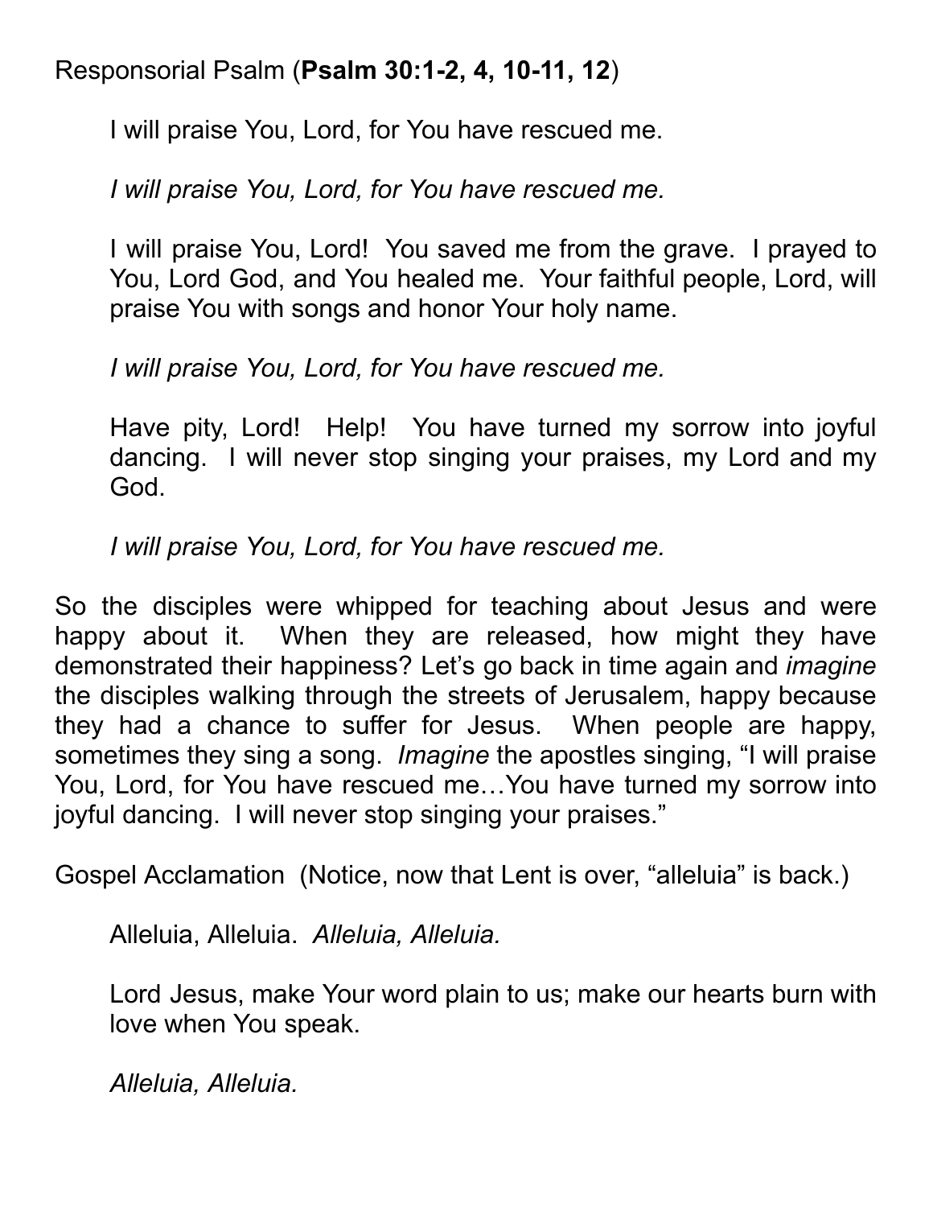Responsorial Psalm (**Psalm 30:1-2, 4, 10-11, 12**)

> I will praise You, Lord, for You have rescued me.
>
> *I will praise You, Lord, for You have rescued me.*
>
> I will praise You, Lord! You saved me from the grave. I prayed to You, Lord God, and You healed me. Your faithful people, Lord, will praise You with songs and honor Your holy name.
>
> *I will praise You, Lord, for You have rescued me.*
>
> Have pity, Lord! Help! You have turned my sorrow into joyful dancing. I will never stop singing your praises, my Lord and my God.
>
> *I will praise You, Lord, for You have rescued me.*

So the disciples were whipped for teaching about Jesus and were happy about it. When they are released, how might they have demonstrated their happiness? Let's go back in time again and *imagine* the disciples walking through the streets of Jerusalem, happy because they had a chance to suffer for Jesus. When people are happy, sometimes they sing a song. *Imagine* the apostles singing, "I will praise You, Lord, for You have rescued me…You have turned my sorrow into joyful dancing. I will never stop singing your praises."

Gospel Acclamation (Notice, now that Lent is over, "alleluia" is back.)

> Alleluia, Alleluia. *Alleluia, Alleluia.*
>
> Lord Jesus, make Your word plain to us; make our hearts burn with love when You speak.
>
> *Alleluia, Alleluia.*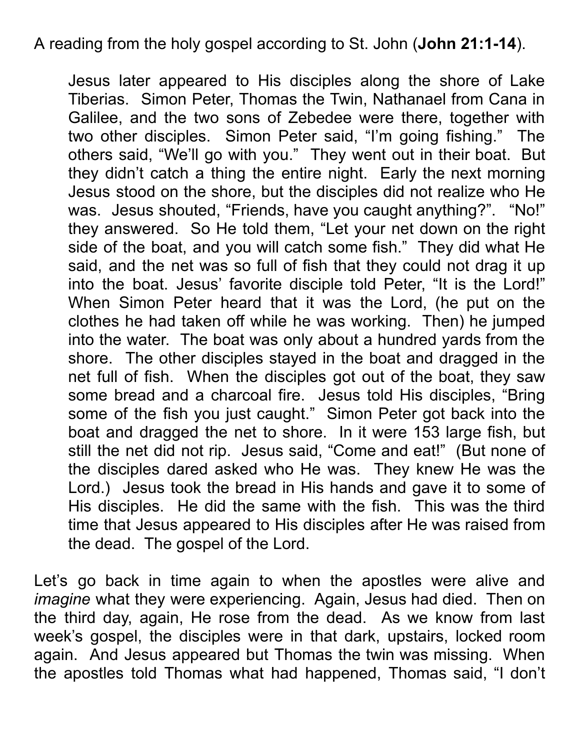A reading from the holy gospel according to St. John (**John 21:1-14**).

> Jesus later appeared to His disciples along the shore of Lake Tiberias. Simon Peter, Thomas the Twin, Nathanael from Cana in Galilee, and the two sons of Zebedee were there, together with two other disciples. Simon Peter said, "I'm going fishing." The others said, "We'll go with you." They went out in their boat. But they didn't catch a thing the entire night. Early the next morning Jesus stood on the shore, but the disciples did not realize who He was. Jesus shouted, "Friends, have you caught anything?". "No!" they answered. So He told them, "Let your net down on the right side of the boat, and you will catch some fish." They did what He said, and the net was so full of fish that they could not drag it up into the boat. Jesus' favorite disciple told Peter, "It is the Lord!" When Simon Peter heard that it was the Lord, (he put on the clothes he had taken off while he was working. Then) he jumped into the water. The boat was only about a hundred yards from the shore. The other disciples stayed in the boat and dragged in the net full of fish. When the disciples got out of the boat, they saw some bread and a charcoal fire. Jesus told His disciples, "Bring some of the fish you just caught." Simon Peter got back into the boat and dragged the net to shore. In it were 153 large fish, but still the net did not rip. Jesus said, "Come and eat!" (But none of the disciples dared asked who He was. They knew He was the Lord.) Jesus took the bread in His hands and gave it to some of His disciples. He did the same with the fish. This was the third time that Jesus appeared to His disciples after He was raised from the dead. The gospel of the Lord.

Let's go back in time again to when the apostles were alive and *imagine* what they were experiencing. Again, Jesus had died. Then on the third day, again, He rose from the dead. As we know from last week's gospel, the disciples were in that dark, upstairs, locked room again. And Jesus appeared but Thomas the twin was missing. When the apostles told Thomas what had happened, Thomas said, "I don't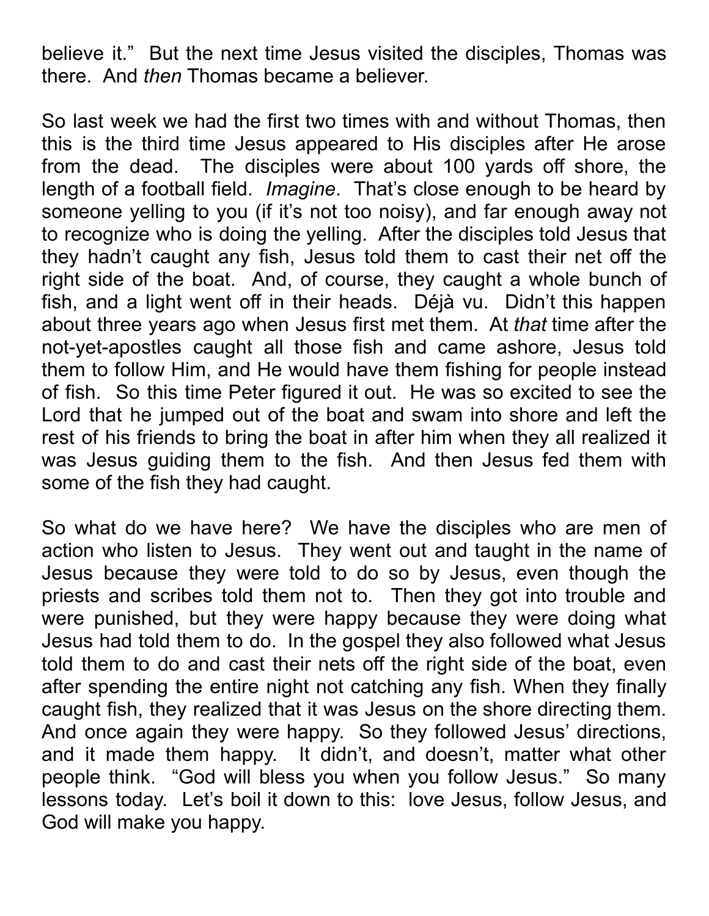believe it." But the next time Jesus visited the disciples, Thomas was there. And *then* Thomas became a believer.

So last week we had the first two times with and without Thomas, then this is the third time Jesus appeared to His disciples after He arose from the dead. The disciples were about 100 yards off shore, the length of a football field. *Imagine*. That's close enough to be heard by someone yelling to you (if it's not too noisy), and far enough away not to recognize who is doing the yelling. After the disciples told Jesus that they hadn't caught any fish, Jesus told them to cast their net off the right side of the boat. And, of course, they caught a whole bunch of fish, and a light went off in their heads. Déjà vu. Didn't this happen about three years ago when Jesus first met them. At *that* time after the not-yet-apostles caught all those fish and came ashore, Jesus told them to follow Him, and He would have them fishing for people instead of fish. So this time Peter figured it out. He was so excited to see the Lord that he jumped out of the boat and swam into shore and left the rest of his friends to bring the boat in after him when they all realized it was Jesus guiding them to the fish. And then Jesus fed them with some of the fish they had caught.

So what do we have here? We have the disciples who are men of action who listen to Jesus. They went out and taught in the name of Jesus because they were told to do so by Jesus, even though the priests and scribes told them not to. Then they got into trouble and were punished, but they were happy because they were doing what Jesus had told them to do. In the gospel they also followed what Jesus told them to do and cast their nets off the right side of the boat, even after spending the entire night not catching any fish. When they finally caught fish, they realized that it was Jesus on the shore directing them. And once again they were happy. So they followed Jesus' directions, and it made them happy. It didn't, and doesn't, matter what other people think. "God will bless you when you follow Jesus." So many lessons today. Let's boil it down to this: love Jesus, follow Jesus, and God will make you happy.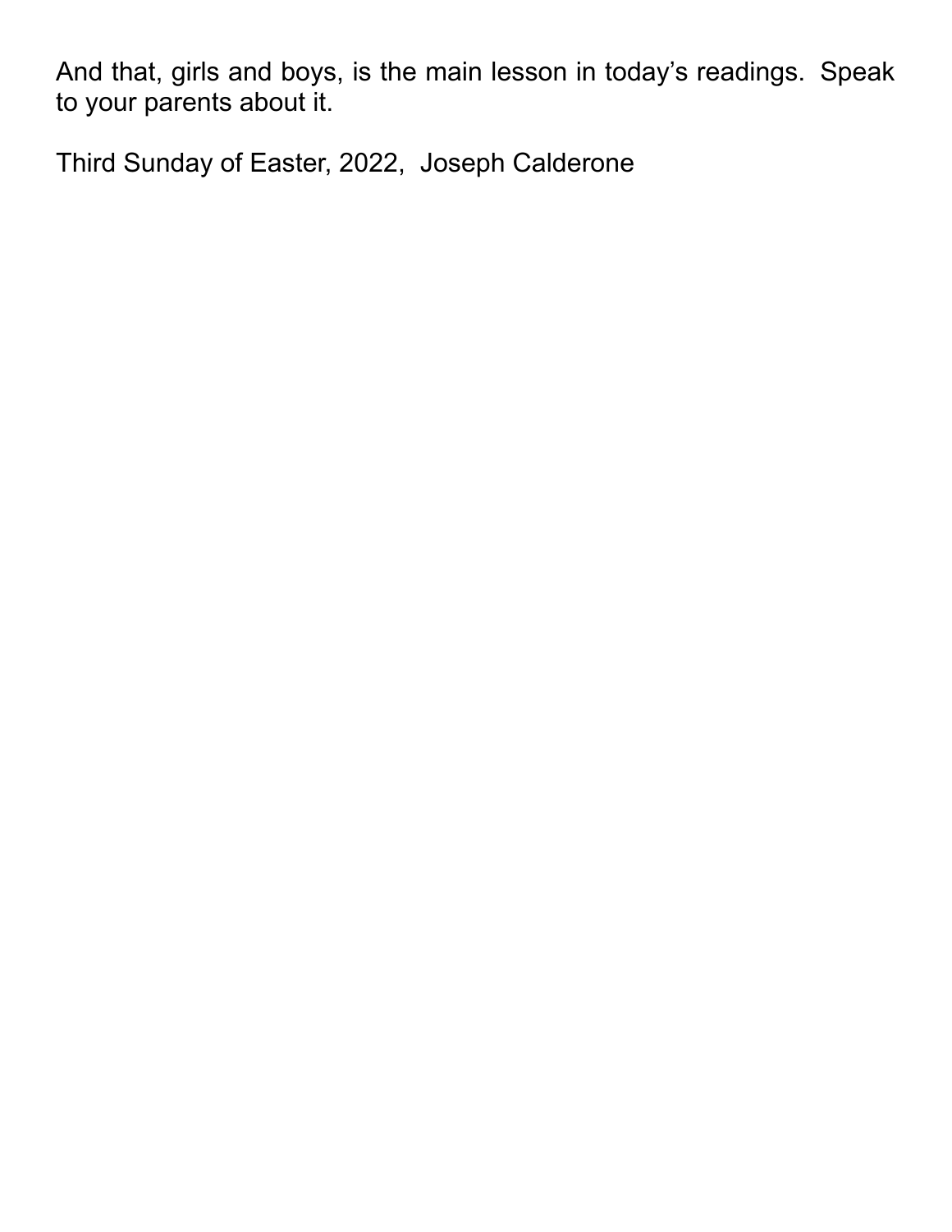And that, girls and boys, is the main lesson in today's readings. Speak to your parents about it.

Third Sunday of Easter, 2022, Joseph Calderone